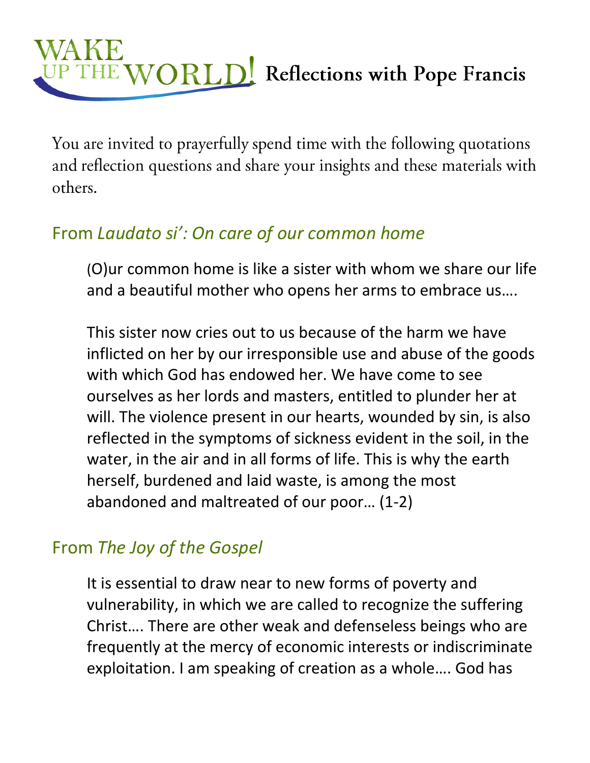# WAKE UP THE WORLD! Reflections with Pope Francis

You are invited to prayerfully spend time with the following quotations and reflection questions and share your insights and these materials with others.

## From *Laudato si': On care of our common home*

> (O)ur common home is like a sister with whom we share our life and a beautiful mother who opens her arms to embrace us….
>
> This sister now cries out to us because of the harm we have inflicted on her by our irresponsible use and abuse of the goods with which God has endowed her. We have come to see ourselves as her lords and masters, entitled to plunder her at will. The violence present in our hearts, wounded by sin, is also reflected in the symptoms of sickness evident in the soil, in the water, in the air and in all forms of life. This is why the earth herself, burdened and laid waste, is among the most abandoned and maltreated of our poor… (1-2)

## From *The Joy of the Gospel*

> It is essential to draw near to new forms of poverty and vulnerability, in which we are called to recognize the suffering Christ…. There are other weak and defenseless beings who are frequently at the mercy of economic interests or indiscriminate exploitation. I am speaking of creation as a whole…. God has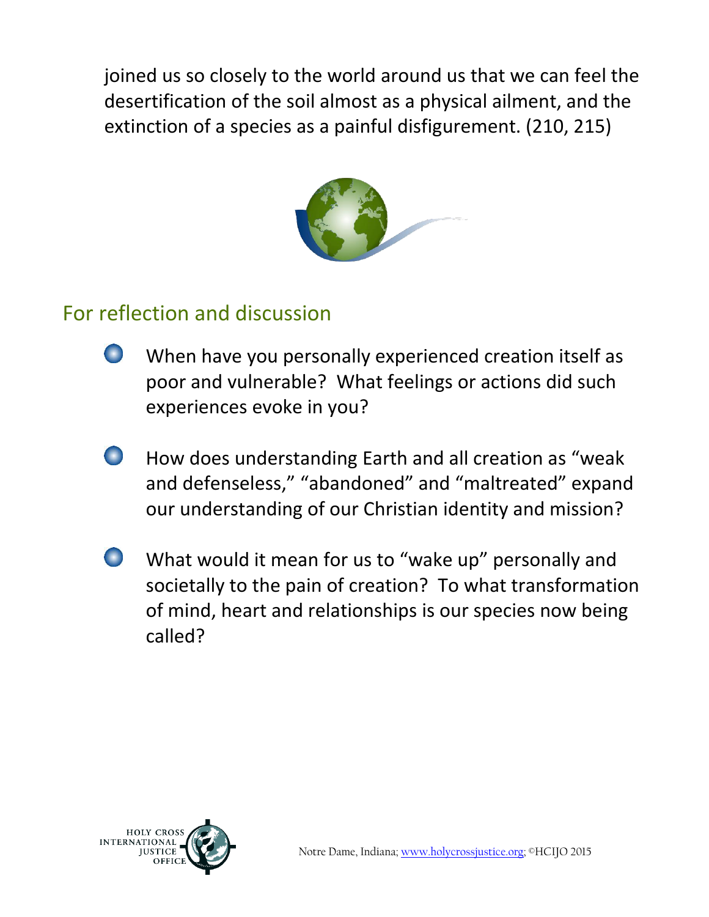joined us so closely to the world around us that we can feel the desertification of the soil almost as a physical ailment, and the extinction of a species as a painful disfigurement. (210, 215)

## For reflection and discussion

- When have you personally experienced creation itself as poor and vulnerable? What feelings or actions did such experiences evoke in you?

- How does understanding Earth and all creation as "weak and defenseless," "abandoned" and "maltreated" expand our understanding of our Christian identity and mission?

- What would it mean for us to "wake up" personally and societally to the pain of creation? To what transformation of mind, heart and relationships is our species now being called?

HOLY CROSS INTERNATIONAL JUSTICE OFFICE

Notre Dame, Indiana; www.holycrossjustice.org; ©HCIJO 2015